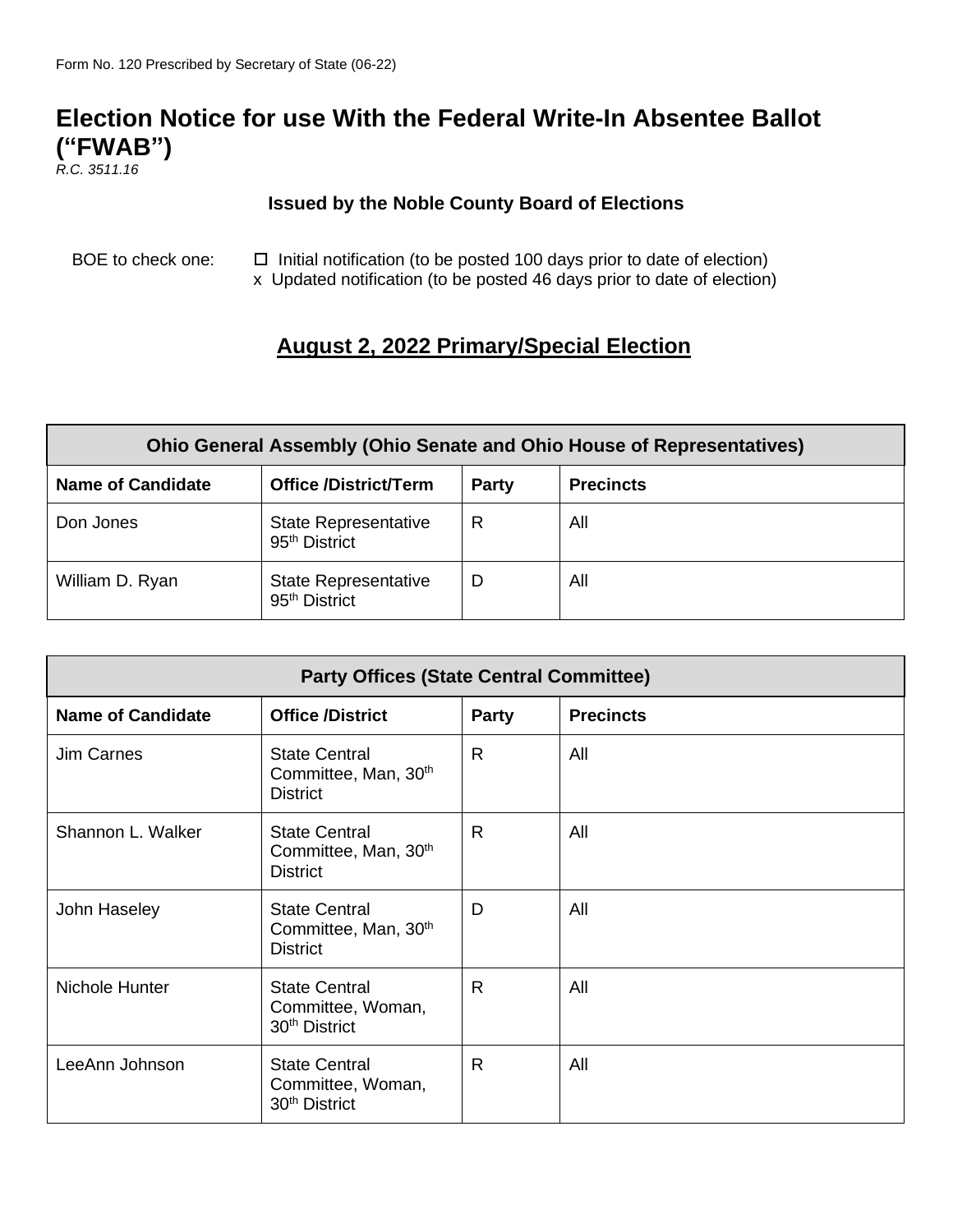Form No. 120 Prescribed by Secretary of State (06-22)

# Election Notice for use With the Federal Write-In Absentee Ballot (“FWAB”)

*R.C. 3511.16*

**Issued by the Noble County Board of Elections**

BOE to check one:
☐ Initial notification (to be posted 100 days prior to date of election)
x Updated notification (to be posted 46 days prior to date of election)

## August 2, 2022 Primary/Special Election

| Ohio General Assembly (Ohio Senate and Ohio House of Representatives) | | | |
|---|---|---|---|
| **Name of Candidate** | **Office /District/Term** | **Party** | **Precincts** |
| Don Jones | State Representative 95th District | R | All |
| William D. Ryan | State Representative 95th District | D | All |

| Party Offices (State Central Committee) | | | |
|---|---|---|---|
| **Name of Candidate** | **Office /District** | **Party** | **Precincts** |
| Jim Carnes | State Central Committee, Man, 30th District | R | All |
| Shannon L. Walker | State Central Committee, Man, 30th District | R | All |
| John Haseley | State Central Committee, Man, 30th District | D | All |
| Nichole Hunter | State Central Committee, Woman, 30th District | R | All |
| LeeAnn Johnson | State Central Committee, Woman, 30th District | R | All |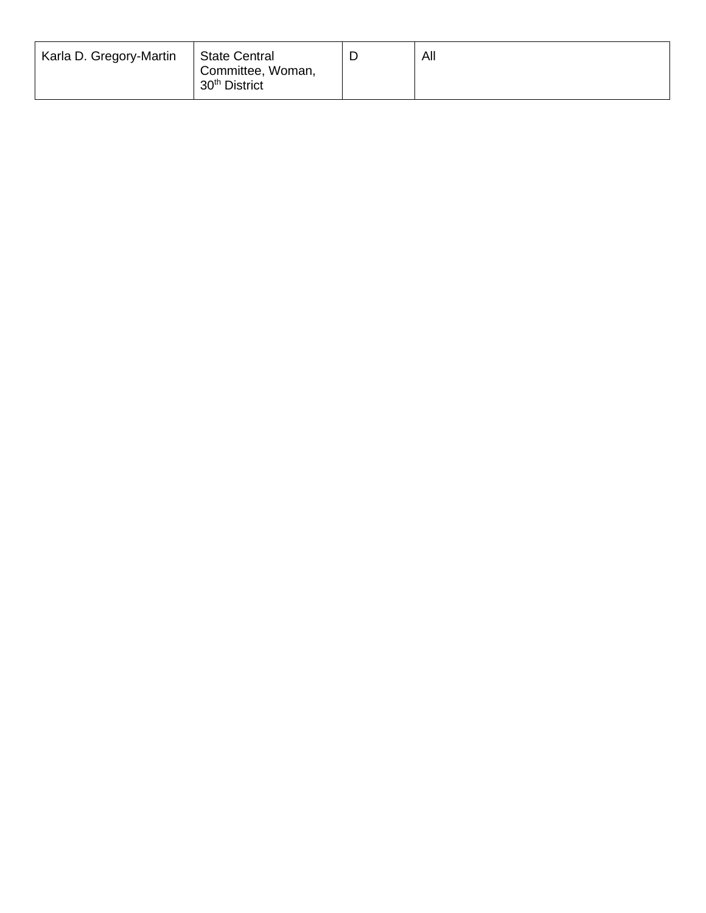| Karla D. Gregory-Martin | State Central Committee, Woman, 30th District | D | All |
|---|---|---|---|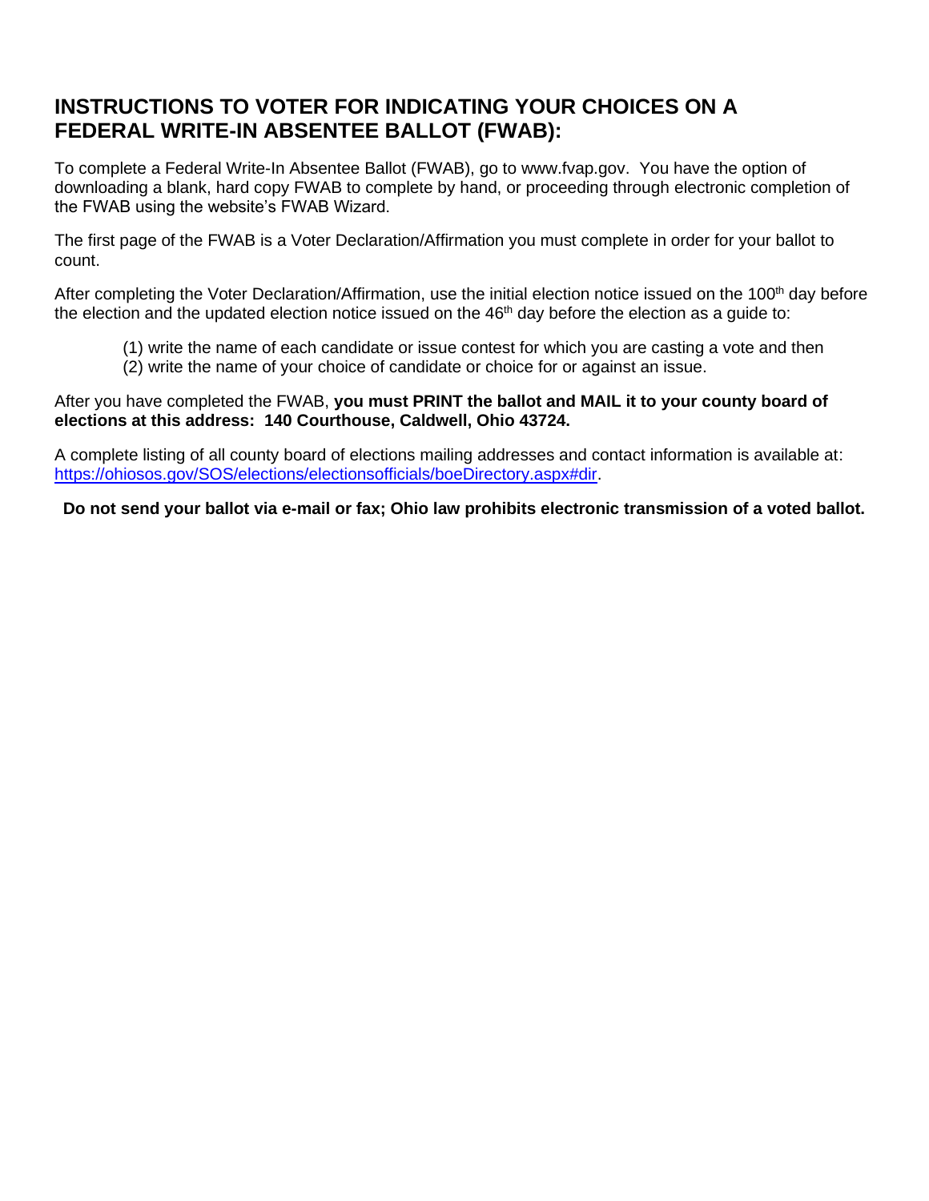## INSTRUCTIONS TO VOTER FOR INDICATING YOUR CHOICES ON A FEDERAL WRITE-IN ABSENTEE BALLOT (FWAB):

To complete a Federal Write-In Absentee Ballot (FWAB), go to www.fvap.gov. You have the option of downloading a blank, hard copy FWAB to complete by hand, or proceeding through electronic completion of the FWAB using the website's FWAB Wizard.

The first page of the FWAB is a Voter Declaration/Affirmation you must complete in order for your ballot to count.

After completing the Voter Declaration/Affirmation, use the initial election notice issued on the 100th day before the election and the updated election notice issued on the 46th day before the election as a guide to:

(1) write the name of each candidate or issue contest for which you are casting a vote and then
(2) write the name of your choice of candidate or choice for or against an issue.

After you have completed the FWAB, **you must PRINT the ballot and MAIL it to your county board of elections at this address: 140 Courthouse, Caldwell, Ohio 43724.**

A complete listing of all county board of elections mailing addresses and contact information is available at: [https://ohiosos.gov/SOS/elections/electionsofficials/boeDirectory.aspx#dir](https://ohiosos.gov/SOS/elections/electionsofficials/boeDirectory.aspx#dir).

**Do not send your ballot via e-mail or fax; Ohio law prohibits electronic transmission of a voted ballot.**